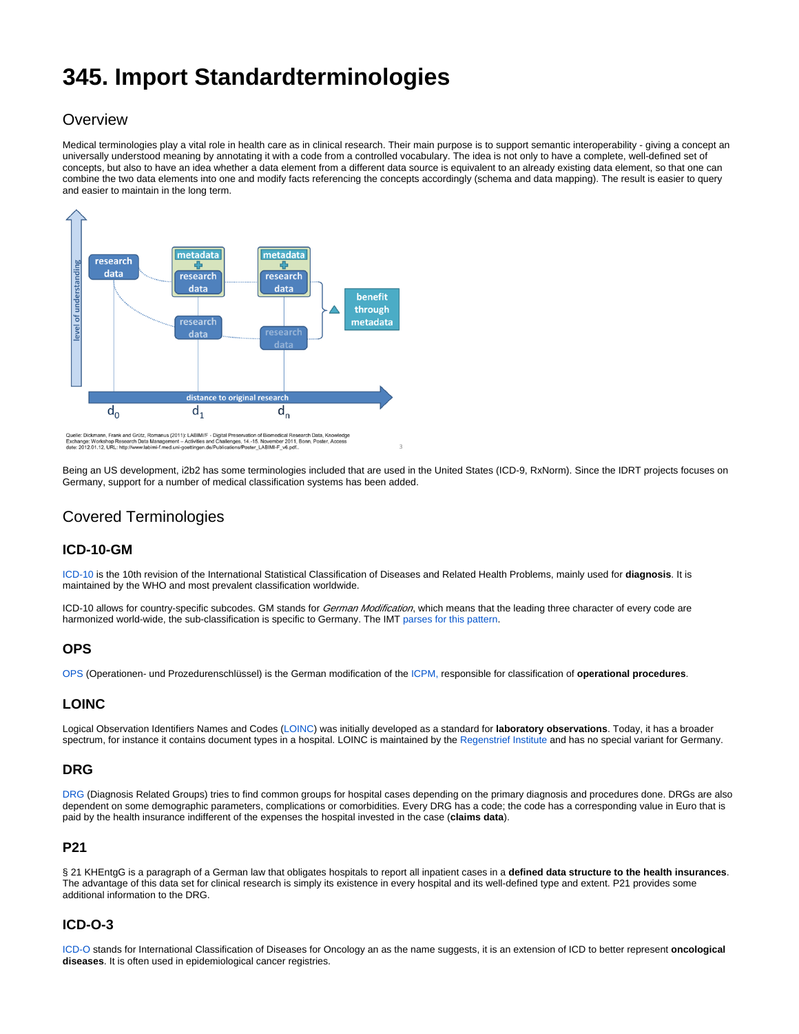# 345. Import Standardterminologies

## Overview

Medical terminologies play a vital role in health care as in clinical research. Their main purpose is to support semantic interoperability - giving a concept an universally understood meaning by annotating it with a code from a controlled vocabulary. The idea is not only to have a complete, well-defined set of concepts, but also to have an idea whether a data element from a different data source is equivalent to an already existing data element, so that one can combine the two data elements into one and modify facts referencing the concepts accordingly (schema and data mapping). The result is easier to query and easier to maintain in the long term.

Quelle: Dickmann, Frank and Grütz, Romanus (2011): LABIMI/F - Digital Preservation of Biomedical Research Data, Knowledge Exchange: Workshop Research Data Management – Activities and Challenges, 14.-15. November 2011, Bonn, Poster, Access date: 2012.01.12, URL: http://www.labimi-f.med.uni-goettingen.de/Publications/Poster_LABIMI-F_v6.pdf.

Being an US development, i2b2 has some terminologies included that are used in the United States (ICD-9, RxNorm). Since the IDRT projects focuses on Germany, support for a number of medical classification systems has been added.

## Covered Terminologies

### ICD-10-GM

ICD-10 is the 10th revision of the International Statistical Classification of Diseases and Related Health Problems, mainly used for **diagnosis**. It is maintained by the WHO and most prevalent classification worldwide.

ICD-10 allows for country-specific subcodes. GM stands for *German Modification*, which means that the leading three character of every code are harmonized world-wide, the sub-classification is specific to Germany. The IMT parses for this pattern.

### OPS

OPS (Operationen- und Prozedurenschlüssel) is the German modification of the ICPM, responsible for classification of **operational procedures**.

### LOINC

Logical Observation Identifiers Names and Codes (LOINC) was initially developed as a standard for **laboratory observations**. Today, it has a broader spectrum, for instance it contains document types in a hospital. LOINC is maintained by the Regenstrief Institute and has no special variant for Germany.

### DRG

DRG (Diagnosis Related Groups) tries to find common groups for hospital cases depending on the primary diagnosis and procedures done. DRGs are also dependent on some demographic parameters, complications or comorbidities. Every DRG has a code; the code has a corresponding value in Euro that is paid by the health insurance indifferent of the expenses the hospital invested in the case (**claims data**).

### P21

§ 21 KHEntgG is a paragraph of a German law that obligates hospitals to report all inpatient cases in a **defined data structure to the health insurances**. The advantage of this data set for clinical research is simply its existence in every hospital and its well-defined type and extent. P21 provides some additional information to the DRG.

### ICD-O-3

ICD-O stands for International Classification of Diseases for Oncology an as the name suggests, it is an extension of ICD to better represent **oncological diseases**. It is often used in epidemiological cancer registries.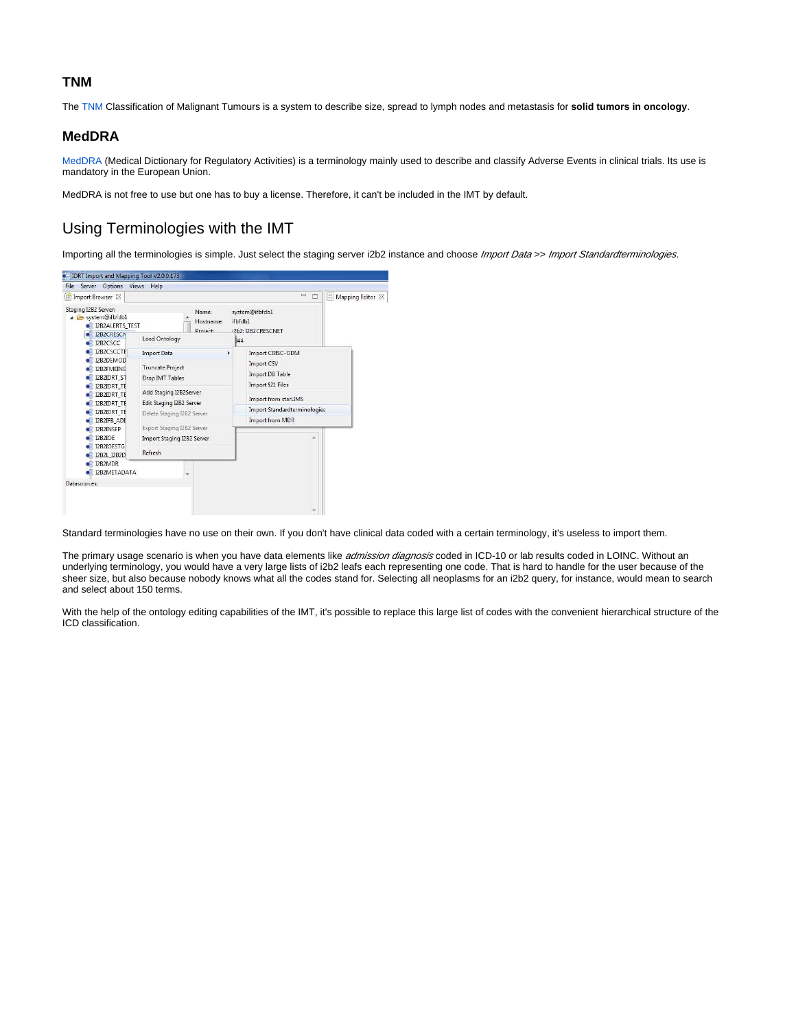### TNM

The TNM Classification of Malignant Tumours is a system to describe size, spread to lymph nodes and metastasis for **solid tumors in oncology**.

### MedDRA

MedDRA (Medical Dictionary for Regulatory Activities) is a terminology mainly used to describe and classify Adverse Events in clinical trials. Its use is mandatory in the European Union.

MedDRA is not free to use but one has to buy a license. Therefore, it can't be included in the IMT by default.

## Using Terminologies with the IMT

Importing all the terminologies is simple. Just select the staging server i2b2 instance and choose *Import Data* >> *Import Standardterminologies*.

Standard terminologies have no use on their own. If you don't have clinical data coded with a certain terminology, it's useless to import them.

The primary usage scenario is when you have data elements like *admission diagnosis* coded in ICD-10 or lab results coded in LOINC. Without an underlying terminology, you would have a very large lists of i2b2 leafs each representing one code. That is hard to handle for the user because of the sheer size, but also because nobody knows what all the codes stand for. Selecting all neoplasms for an i2b2 query, for instance, would mean to search and select about 150 terms.

With the help of the ontology editing capabilities of the IMT, it's possible to replace this large list of codes with the convenient hierarchical structure of the ICD classification.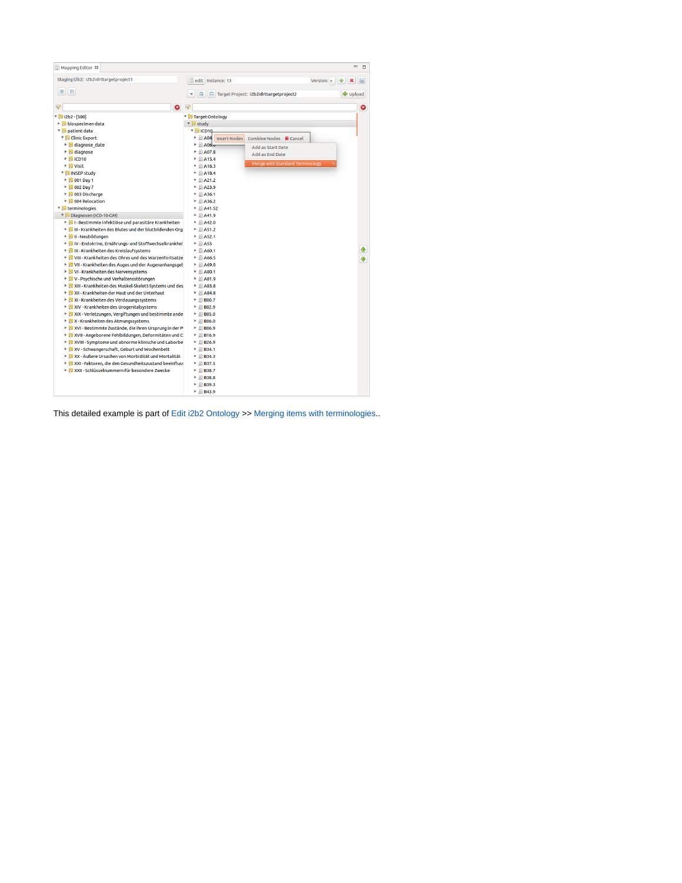This detailed example is part of Edit i2b2 Ontology >> Merging items with terminologies..